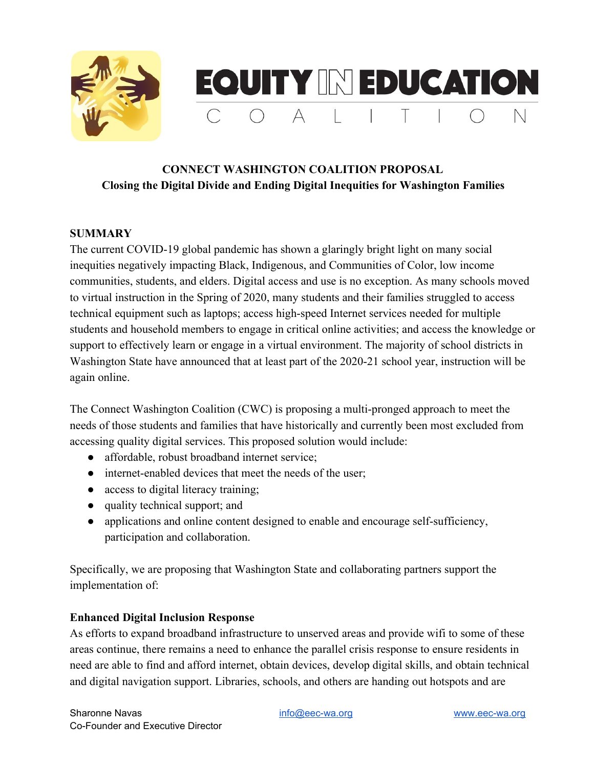# EQUITY IN EDUCATION COALITION

## CONNECT WASHINGTON COALITION PROPOSAL
### Closing the Digital Divide and Ending Digital Inequities for Washington Families

**SUMMARY**

The current COVID-19 global pandemic has shown a glaringly bright light on many social inequities negatively impacting Black, Indigenous, and Communities of Color, low income communities, students, and elders. Digital access and use is no exception. As many schools moved to virtual instruction in the Spring of 2020, many students and their families struggled to access technical equipment such as laptops; access high-speed Internet services needed for multiple students and household members to engage in critical online activities; and access the knowledge or support to effectively learn or engage in a virtual environment. The majority of school districts in Washington State have announced that at least part of the 2020-21 school year, instruction will be again online.

The Connect Washington Coalition (CWC) is proposing a multi-pronged approach to meet the needs of those students and families that have historically and currently been most excluded from accessing quality digital services. This proposed solution would include:

- affordable, robust broadband internet service;
- internet-enabled devices that meet the needs of the user;
- access to digital literacy training;
- quality technical support; and
- applications and online content designed to enable and encourage self-sufficiency, participation and collaboration.

Specifically, we are proposing that Washington State and collaborating partners support the implementation of:

**Enhanced Digital Inclusion Response**

As efforts to expand broadband infrastructure to unserved areas and provide wifi to some of these areas continue, there remains a need to enhance the parallel crisis response to ensure residents in need are able to find and afford internet, obtain devices, develop digital skills, and obtain technical and digital navigation support. Libraries, schools, and others are handing out hotspots and are

Sharonne Navas
Co-Founder and Executive Director
info@eec-wa.org
www.eec-wa.org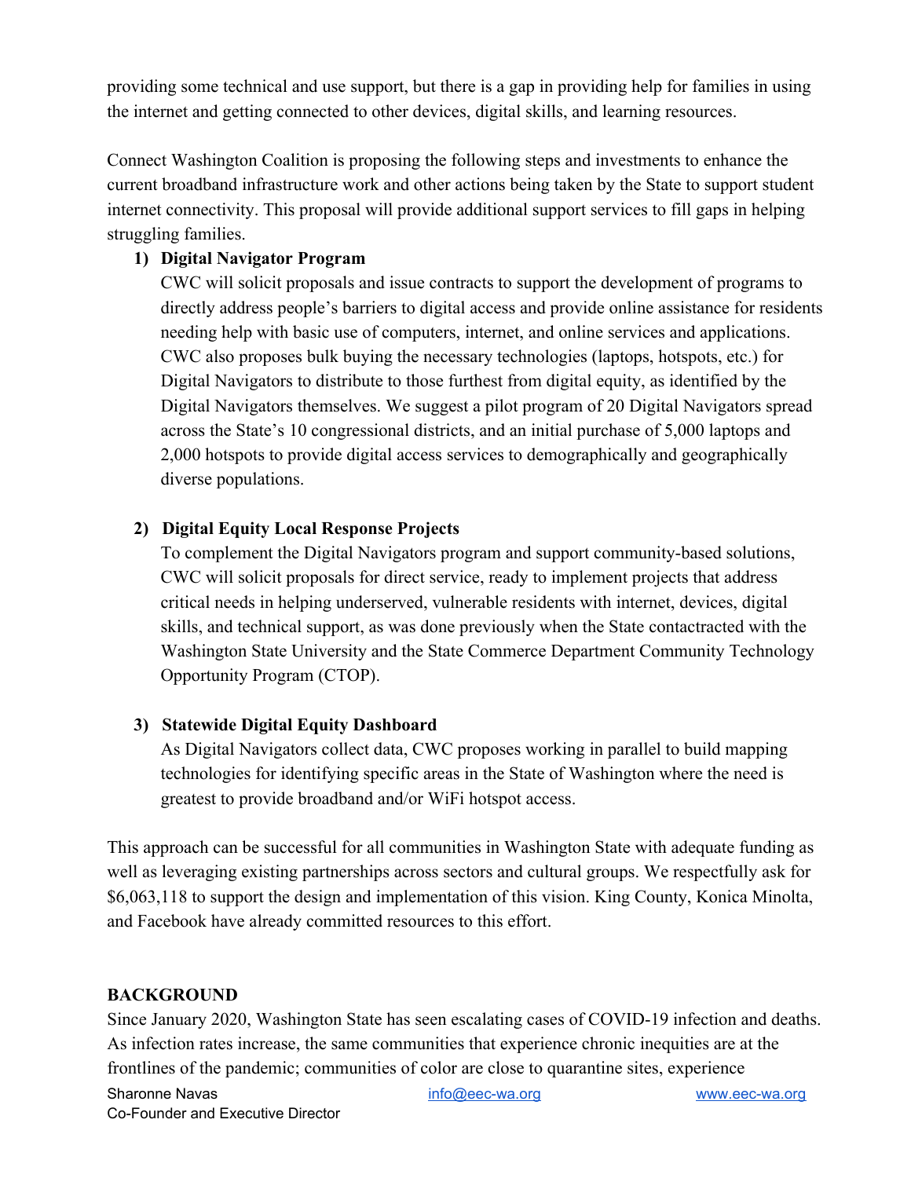providing some technical and use support, but there is a gap in providing help for families in using the internet and getting connected to other devices, digital skills, and learning resources.

Connect Washington Coalition is proposing the following steps and investments to enhance the current broadband infrastructure work and other actions being taken by the State to support student internet connectivity. This proposal will provide additional support services to fill gaps in helping struggling families.

1) **Digital Navigator Program**
   CWC will solicit proposals and issue contracts to support the development of programs to directly address people's barriers to digital access and provide online assistance for residents needing help with basic use of computers, internet, and online services and applications. CWC also proposes bulk buying the necessary technologies (laptops, hotspots, etc.) for Digital Navigators to distribute to those furthest from digital equity, as identified by the Digital Navigators themselves. We suggest a pilot program of 20 Digital Navigators spread across the State's 10 congressional districts, and an initial purchase of 5,000 laptops and 2,000 hotspots to provide digital access services to demographically and geographically diverse populations.

2) **Digital Equity Local Response Projects**
   To complement the Digital Navigators program and support community-based solutions, CWC will solicit proposals for direct service, ready to implement projects that address critical needs in helping underserved, vulnerable residents with internet, devices, digital skills, and technical support, as was done previously when the State contactracted with the Washington State University and the State Commerce Department Community Technology Opportunity Program (CTOP).

3) **Statewide Digital Equity Dashboard**
   As Digital Navigators collect data, CWC proposes working in parallel to build mapping technologies for identifying specific areas in the State of Washington where the need is greatest to provide broadband and/or WiFi hotspot access.

This approach can be successful for all communities in Washington State with adequate funding as well as leveraging existing partnerships across sectors and cultural groups. We respectfully ask for $6,063,118 to support the design and implementation of this vision. King County, Konica Minolta, and Facebook have already committed resources to this effort.

## BACKGROUND

Since January 2020, Washington State has seen escalating cases of COVID-19 infection and deaths. As infection rates increase, the same communities that experience chronic inequities are at the frontlines of the pandemic; communities of color are close to quarantine sites, experience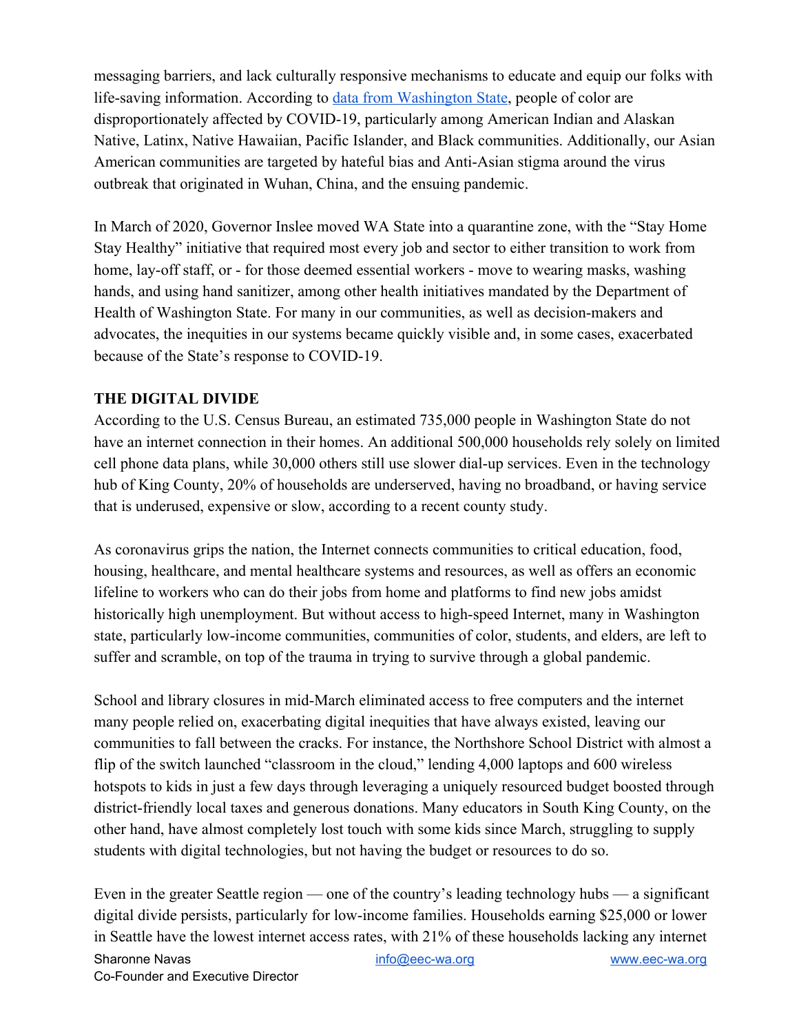messaging barriers, and lack culturally responsive mechanisms to educate and equip our folks with life-saving information. According to [data from Washington State](), people of color are disproportionately affected by COVID-19, particularly among American Indian and Alaskan Native, Latinx, Native Hawaiian, Pacific Islander, and Black communities. Additionally, our Asian American communities are targeted by hateful bias and Anti-Asian stigma around the virus outbreak that originated in Wuhan, China, and the ensuing pandemic.

In March of 2020, Governor Inslee moved WA State into a quarantine zone, with the "Stay Home Stay Healthy" initiative that required most every job and sector to either transition to work from home, lay-off staff, or - for those deemed essential workers - move to wearing masks, washing hands, and using hand sanitizer, among other health initiatives mandated by the Department of Health of Washington State. For many in our communities, as well as decision-makers and advocates, the inequities in our systems became quickly visible and, in some cases, exacerbated because of the State's response to COVID-19.

**THE DIGITAL DIVIDE**

According to the U.S. Census Bureau, an estimated 735,000 people in Washington State do not have an internet connection in their homes. An additional 500,000 households rely solely on limited cell phone data plans, while 30,000 others still use slower dial-up services. Even in the technology hub of King County, 20% of households are underserved, having no broadband, or having service that is underused, expensive or slow, according to a recent county study.

As coronavirus grips the nation, the Internet connects communities to critical education, food, housing, healthcare, and mental healthcare systems and resources, as well as offers an economic lifeline to workers who can do their jobs from home and platforms to find new jobs amidst historically high unemployment. But without access to high-speed Internet, many in Washington state, particularly low-income communities, communities of color, students, and elders, are left to suffer and scramble, on top of the trauma in trying to survive through a global pandemic.

School and library closures in mid-March eliminated access to free computers and the internet many people relied on, exacerbating digital inequities that have always existed, leaving our communities to fall between the cracks. For instance, the Northshore School District with almost a flip of the switch launched "classroom in the cloud," lending 4,000 laptops and 600 wireless hotspots to kids in just a few days through leveraging a uniquely resourced budget boosted through district-friendly local taxes and generous donations. Many educators in South King County, on the other hand, have almost completely lost touch with some kids since March, struggling to supply students with digital technologies, but not having the budget or resources to do so.

Even in the greater Seattle region — one of the country's leading technology hubs — a significant digital divide persists, particularly for low-income families. Households earning $25,000 or lower in Seattle have the lowest internet access rates, with 21% of these households lacking any internet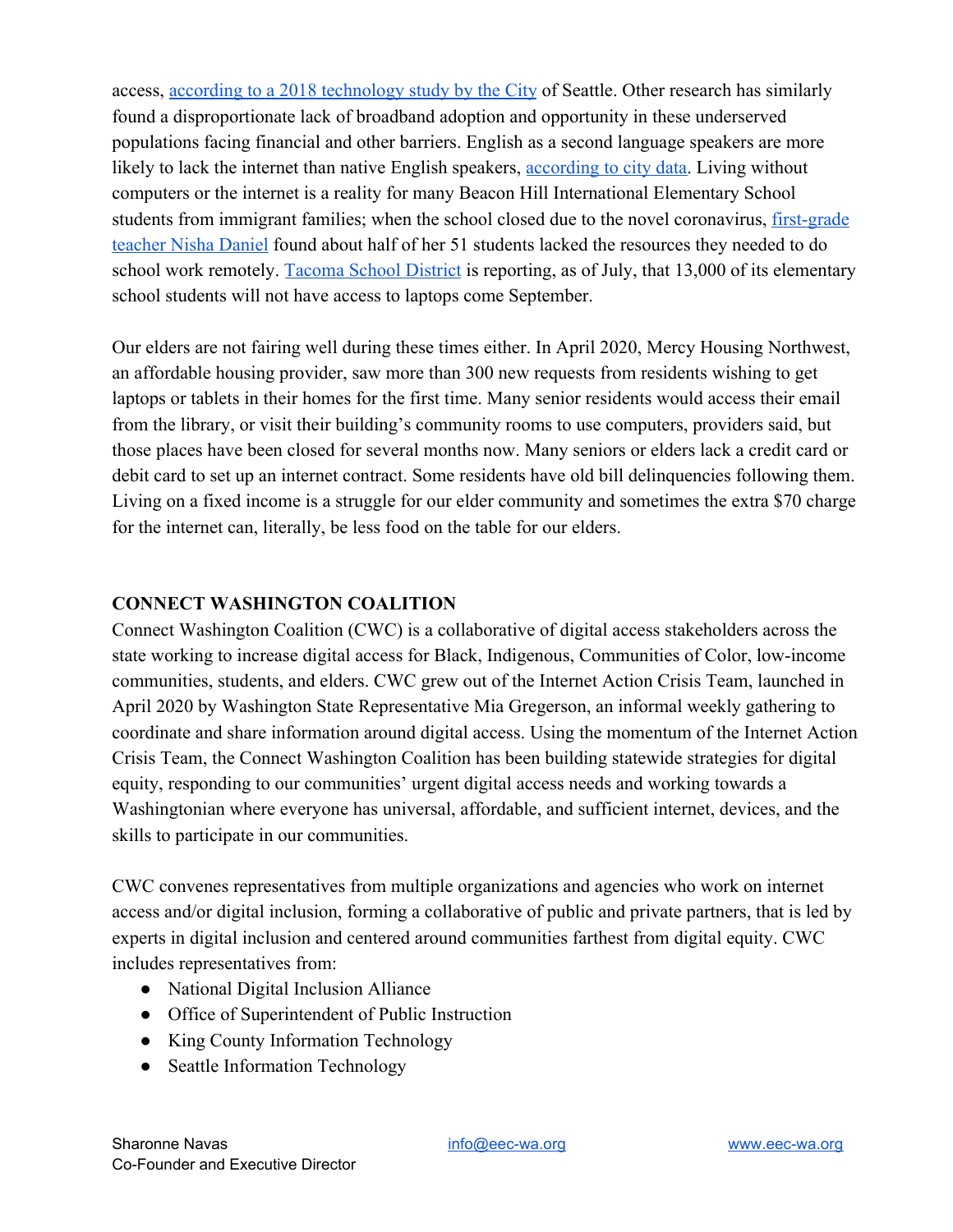access, according to a 2018 technology study by the City of Seattle. Other research has similarly found a disproportionate lack of broadband adoption and opportunity in these underserved populations facing financial and other barriers. English as a second language speakers are more likely to lack the internet than native English speakers, according to city data. Living without computers or the internet is a reality for many Beacon Hill International Elementary School students from immigrant families; when the school closed due to the novel coronavirus, first-grade teacher Nisha Daniel found about half of her 51 students lacked the resources they needed to do school work remotely. Tacoma School District is reporting, as of July, that 13,000 of its elementary school students will not have access to laptops come September.

Our elders are not fairing well during these times either. In April 2020, Mercy Housing Northwest, an affordable housing provider, saw more than 300 new requests from residents wishing to get laptops or tablets in their homes for the first time. Many senior residents would access their email from the library, or visit their building's community rooms to use computers, providers said, but those places have been closed for several months now. Many seniors or elders lack a credit card or debit card to set up an internet contract. Some residents have old bill delinquencies following them. Living on a fixed income is a struggle for our elder community and sometimes the extra $70 charge for the internet can, literally, be less food on the table for our elders.

## CONNECT WASHINGTON COALITION

Connect Washington Coalition (CWC) is a collaborative of digital access stakeholders across the state working to increase digital access for Black, Indigenous, Communities of Color, low-income communities, students, and elders. CWC grew out of the Internet Action Crisis Team, launched in April 2020 by Washington State Representative Mia Gregerson, an informal weekly gathering to coordinate and share information around digital access. Using the momentum of the Internet Action Crisis Team, the Connect Washington Coalition has been building statewide strategies for digital equity, responding to our communities' urgent digital access needs and working towards a Washingtonian where everyone has universal, affordable, and sufficient internet, devices, and the skills to participate in our communities.

CWC convenes representatives from multiple organizations and agencies who work on internet access and/or digital inclusion, forming a collaborative of public and private partners, that is led by experts in digital inclusion and centered around communities farthest from digital equity. CWC includes representatives from:

- National Digital Inclusion Alliance
- Office of Superintendent of Public Instruction
- King County Information Technology
- Seattle Information Technology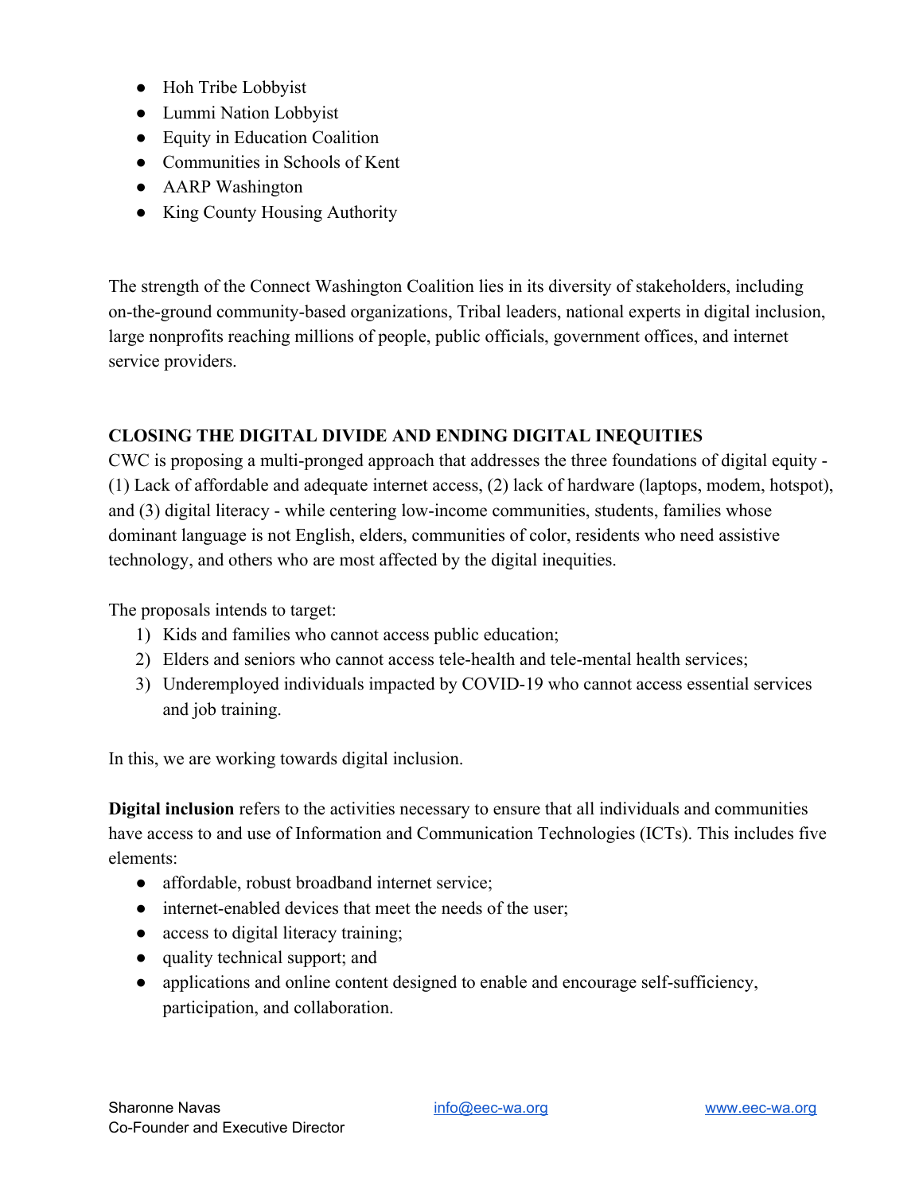- Hoh Tribe Lobbyist
- Lummi Nation Lobbyist
- Equity in Education Coalition
- Communities in Schools of Kent
- AARP Washington
- King County Housing Authority

The strength of the Connect Washington Coalition lies in its diversity of stakeholders, including on-the-ground community-based organizations, Tribal leaders, national experts in digital inclusion, large nonprofits reaching millions of people, public officials, government offices, and internet service providers.

## CLOSING THE DIGITAL DIVIDE AND ENDING DIGITAL INEQUITIES

CWC is proposing a multi-pronged approach that addresses the three foundations of digital equity - (1) Lack of affordable and adequate internet access, (2) lack of hardware (laptops, modem, hotspot), and (3) digital literacy - while centering low-income communities, students, families whose dominant language is not English, elders, communities of color, residents who need assistive technology, and others who are most affected by the digital inequities.

The proposals intends to target:

1) Kids and families who cannot access public education;
2) Elders and seniors who cannot access tele-health and tele-mental health services;
3) Underemployed individuals impacted by COVID-19 who cannot access essential services and job training.

In this, we are working towards digital inclusion.

**Digital inclusion** refers to the activities necessary to ensure that all individuals and communities have access to and use of Information and Communication Technologies (ICTs). This includes five elements:

- affordable, robust broadband internet service;
- internet-enabled devices that meet the needs of the user;
- access to digital literacy training;
- quality technical support; and
- applications and online content designed to enable and encourage self-sufficiency, participation, and collaboration.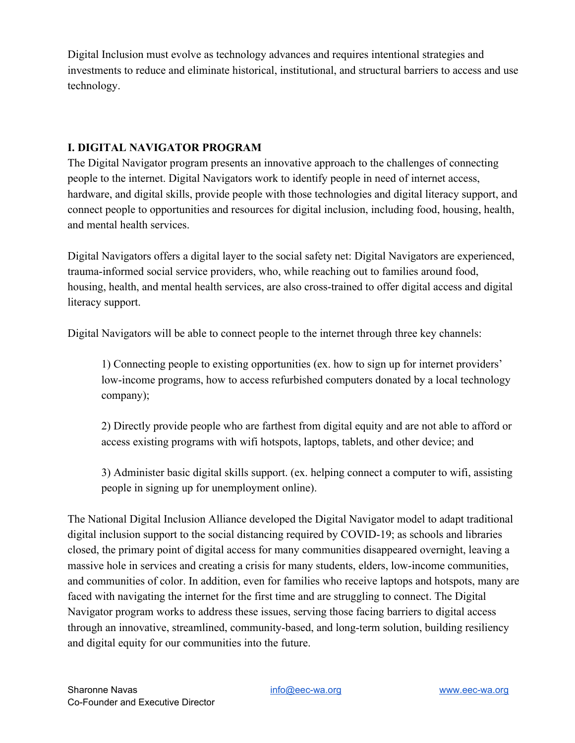Digital Inclusion must evolve as technology advances and requires intentional strategies and investments to reduce and eliminate historical, institutional, and structural barriers to access and use technology.

## I. DIGITAL NAVIGATOR PROGRAM

The Digital Navigator program presents an innovative approach to the challenges of connecting people to the internet. Digital Navigators work to identify people in need of internet access, hardware, and digital skills, provide people with those technologies and digital literacy support, and connect people to opportunities and resources for digital inclusion, including food, housing, health, and mental health services.

Digital Navigators offers a digital layer to the social safety net: Digital Navigators are experienced, trauma-informed social service providers, who, while reaching out to families around food, housing, health, and mental health services, are also cross-trained to offer digital access and digital literacy support.

Digital Navigators will be able to connect people to the internet through three key channels:

> 1) Connecting people to existing opportunities (ex. how to sign up for internet providers' low-income programs, how to access refurbished computers donated by a local technology company);
>
> 2) Directly provide people who are farthest from digital equity and are not able to afford or access existing programs with wifi hotspots, laptops, tablets, and other device; and
>
> 3) Administer basic digital skills support. (ex. helping connect a computer to wifi, assisting people in signing up for unemployment online).

The National Digital Inclusion Alliance developed the Digital Navigator model to adapt traditional digital inclusion support to the social distancing required by COVID-19; as schools and libraries closed, the primary point of digital access for many communities disappeared overnight, leaving a massive hole in services and creating a crisis for many students, elders, low-income communities, and communities of color. In addition, even for families who receive laptops and hotspots, many are faced with navigating the internet for the first time and are struggling to connect. The Digital Navigator program works to address these issues, serving those facing barriers to digital access through an innovative, streamlined, community-based, and long-term solution, building resiliency and digital equity for our communities into the future.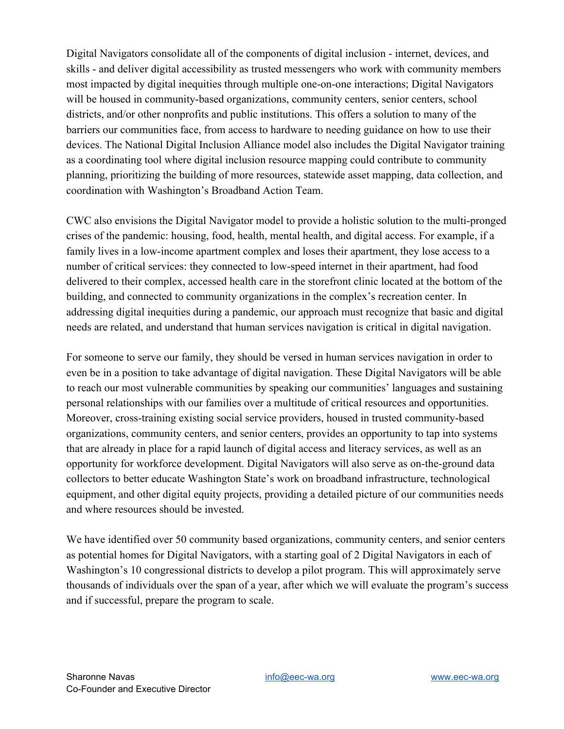Digital Navigators consolidate all of the components of digital inclusion - internet, devices, and skills - and deliver digital accessibility as trusted messengers who work with community members most impacted by digital inequities through multiple one-on-one interactions; Digital Navigators will be housed in community-based organizations, community centers, senior centers, school districts, and/or other nonprofits and public institutions. This offers a solution to many of the barriers our communities face, from access to hardware to needing guidance on how to use their devices. The National Digital Inclusion Alliance model also includes the Digital Navigator training as a coordinating tool where digital inclusion resource mapping could contribute to community planning, prioritizing the building of more resources, statewide asset mapping, data collection, and coordination with Washington's Broadband Action Team.

CWC also envisions the Digital Navigator model to provide a holistic solution to the multi-pronged crises of the pandemic: housing, food, health, mental health, and digital access. For example, if a family lives in a low-income apartment complex and loses their apartment, they lose access to a number of critical services: they connected to low-speed internet in their apartment, had food delivered to their complex, accessed health care in the storefront clinic located at the bottom of the building, and connected to community organizations in the complex's recreation center. In addressing digital inequities during a pandemic, our approach must recognize that basic and digital needs are related, and understand that human services navigation is critical in digital navigation.

For someone to serve our family, they should be versed in human services navigation in order to even be in a position to take advantage of digital navigation. These Digital Navigators will be able to reach our most vulnerable communities by speaking our communities' languages and sustaining personal relationships with our families over a multitude of critical resources and opportunities. Moreover, cross-training existing social service providers, housed in trusted community-based organizations, community centers, and senior centers, provides an opportunity to tap into systems that are already in place for a rapid launch of digital access and literacy services, as well as an opportunity for workforce development. Digital Navigators will also serve as on-the-ground data collectors to better educate Washington State's work on broadband infrastructure, technological equipment, and other digital equity projects, providing a detailed picture of our communities needs and where resources should be invested.

We have identified over 50 community based organizations, community centers, and senior centers as potential homes for Digital Navigators, with a starting goal of 2 Digital Navigators in each of Washington's 10 congressional districts to develop a pilot program. This will approximately serve thousands of individuals over the span of a year, after which we will evaluate the program's success and if successful, prepare the program to scale.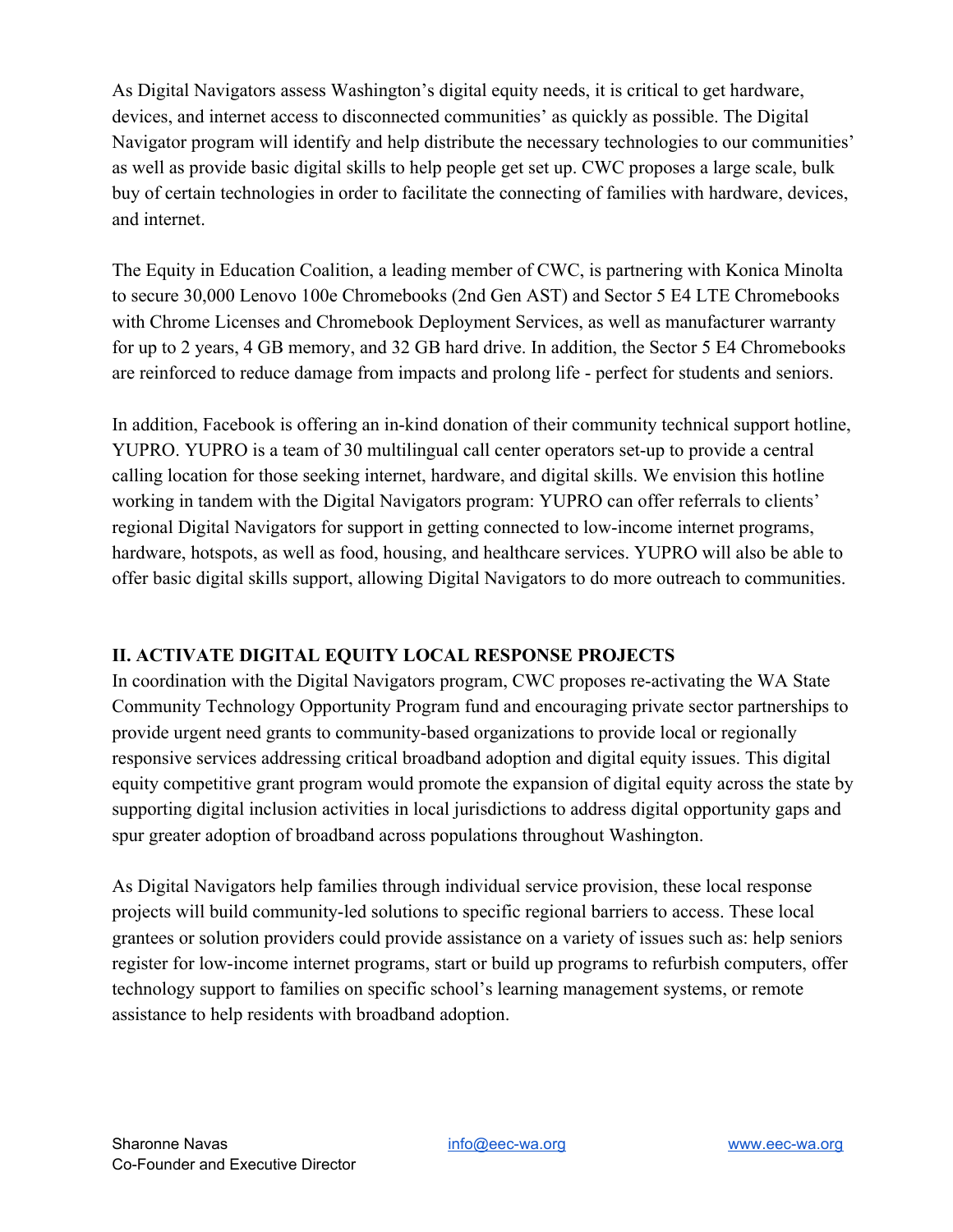As Digital Navigators assess Washington's digital equity needs, it is critical to get hardware, devices, and internet access to disconnected communities' as quickly as possible. The Digital Navigator program will identify and help distribute the necessary technologies to our communities' as well as provide basic digital skills to help people get set up. CWC proposes a large scale, bulk buy of certain technologies in order to facilitate the connecting of families with hardware, devices, and internet.

The Equity in Education Coalition, a leading member of CWC, is partnering with Konica Minolta to secure 30,000 Lenovo 100e Chromebooks (2nd Gen AST) and Sector 5 E4 LTE Chromebooks with Chrome Licenses and Chromebook Deployment Services, as well as manufacturer warranty for up to 2 years, 4 GB memory, and 32 GB hard drive. In addition, the Sector 5 E4 Chromebooks are reinforced to reduce damage from impacts and prolong life - perfect for students and seniors.

In addition, Facebook is offering an in-kind donation of their community technical support hotline, YUPRO. YUPRO is a team of 30 multilingual call center operators set-up to provide a central calling location for those seeking internet, hardware, and digital skills. We envision this hotline working in tandem with the Digital Navigators program: YUPRO can offer referrals to clients' regional Digital Navigators for support in getting connected to low-income internet programs, hardware, hotspots, as well as food, housing, and healthcare services. YUPRO will also be able to offer basic digital skills support, allowing Digital Navigators to do more outreach to communities.

## II. ACTIVATE DIGITAL EQUITY LOCAL RESPONSE PROJECTS

In coordination with the Digital Navigators program, CWC proposes re-activating the WA State Community Technology Opportunity Program fund and encouraging private sector partnerships to provide urgent need grants to community-based organizations to provide local or regionally responsive services addressing critical broadband adoption and digital equity issues. This digital equity competitive grant program would promote the expansion of digital equity across the state by supporting digital inclusion activities in local jurisdictions to address digital opportunity gaps and spur greater adoption of broadband across populations throughout Washington.

As Digital Navigators help families through individual service provision, these local response projects will build community-led solutions to specific regional barriers to access. These local grantees or solution providers could provide assistance on a variety of issues such as: help seniors register for low-income internet programs, start or build up programs to refurbish computers, offer technology support to families on specific school's learning management systems, or remote assistance to help residents with broadband adoption.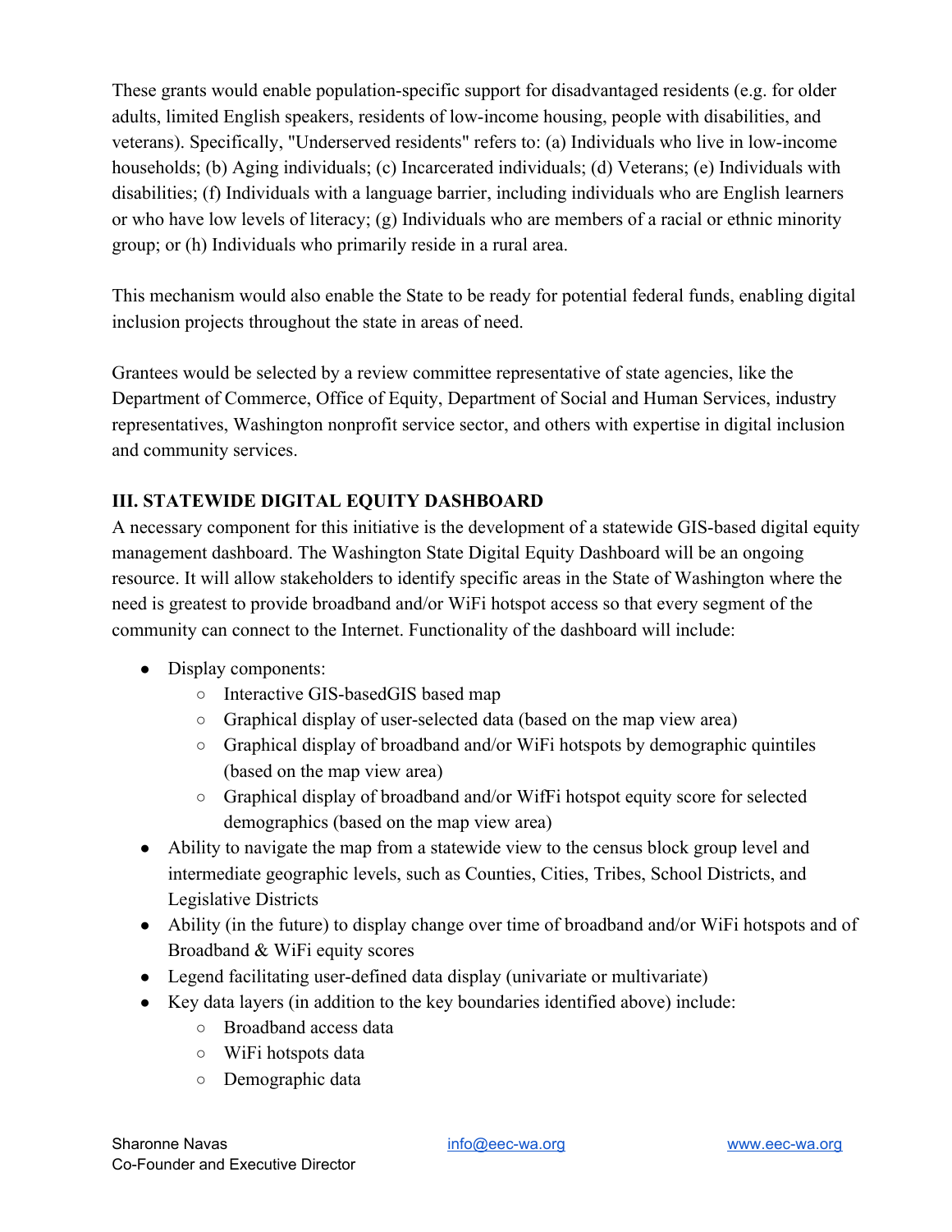These grants would enable population-specific support for disadvantaged residents (e.g. for older adults, limited English speakers, residents of low-income housing, people with disabilities, and veterans). Specifically, "Underserved residents" refers to: (a) Individuals who live in low-income households; (b) Aging individuals; (c) Incarcerated individuals; (d) Veterans; (e) Individuals with disabilities; (f) Individuals with a language barrier, including individuals who are English learners or who have low levels of literacy; (g) Individuals who are members of a racial or ethnic minority group; or (h) Individuals who primarily reside in a rural area.

This mechanism would also enable the State to be ready for potential federal funds, enabling digital inclusion projects throughout the state in areas of need.

Grantees would be selected by a review committee representative of state agencies, like the Department of Commerce, Office of Equity, Department of Social and Human Services, industry representatives, Washington nonprofit service sector, and others with expertise in digital inclusion and community services.

### III. STATEWIDE DIGITAL EQUITY DASHBOARD

A necessary component for this initiative is the development of a statewide GIS-based digital equity management dashboard. The Washington State Digital Equity Dashboard will be an ongoing resource. It will allow stakeholders to identify specific areas in the State of Washington where the need is greatest to provide broadband and/or WiFi hotspot access so that every segment of the community can connect to the Internet. Functionality of the dashboard will include:

- Display components:
  - Interactive GIS-basedGIS based map
  - Graphical display of user-selected data (based on the map view area)
  - Graphical display of broadband and/or WiFi hotspots by demographic quintiles (based on the map view area)
  - Graphical display of broadband and/or WifFi hotspot equity score for selected demographics (based on the map view area)
- Ability to navigate the map from a statewide view to the census block group level and intermediate geographic levels, such as Counties, Cities, Tribes, School Districts, and Legislative Districts
- Ability (in the future) to display change over time of broadband and/or WiFi hotspots and of Broadband & WiFi equity scores
- Legend facilitating user-defined data display (univariate or multivariate)
- Key data layers (in addition to the key boundaries identified above) include:
  - Broadband access data
  - WiFi hotspots data
  - Demographic data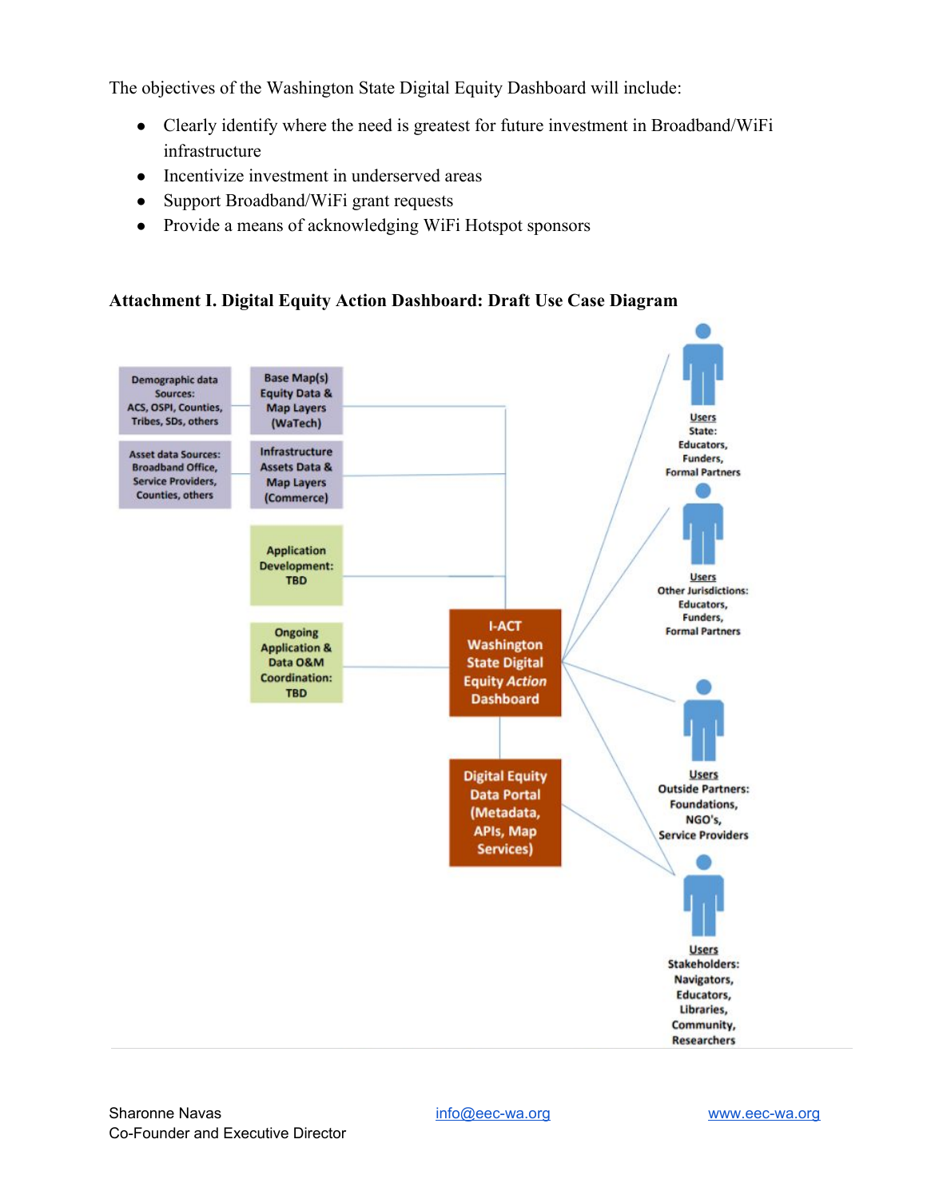The objectives of the Washington State Digital Equity Dashboard will include:

- Clearly identify where the need is greatest for future investment in Broadband/WiFi infrastructure
- Incentivize investment in underserved areas
- Support Broadband/WiFi grant requests
- Provide a means of acknowledging WiFi Hotspot sponsors

**Attachment I. Digital Equity Action Dashboard: Draft Use Case Diagram**

Demographic data Sources: ACS, OSPI, Counties, Tribes, SDs, others

Base Map(s) Equity Data & Map Layers (WaTech)

Asset data Sources: Broadband Office, Service Providers, Counties, others

Infrastructure Assets Data & Map Layers (Commerce)

Application Development: TBD

Ongoing Application & Data O&M Coordination: TBD

I-ACT Washington State Digital Equity *Action* Dashboard

Digital Equity Data Portal (Metadata, APIs, Map Services)

Users State: Educators, Funders, Formal Partners

Users Other Jurisdictions: Educators, Funders, Formal Partners

Users Outside Partners: Foundations, NGO's, Service Providers

Users Stakeholders: Navigators, Educators, Libraries, Community, Researchers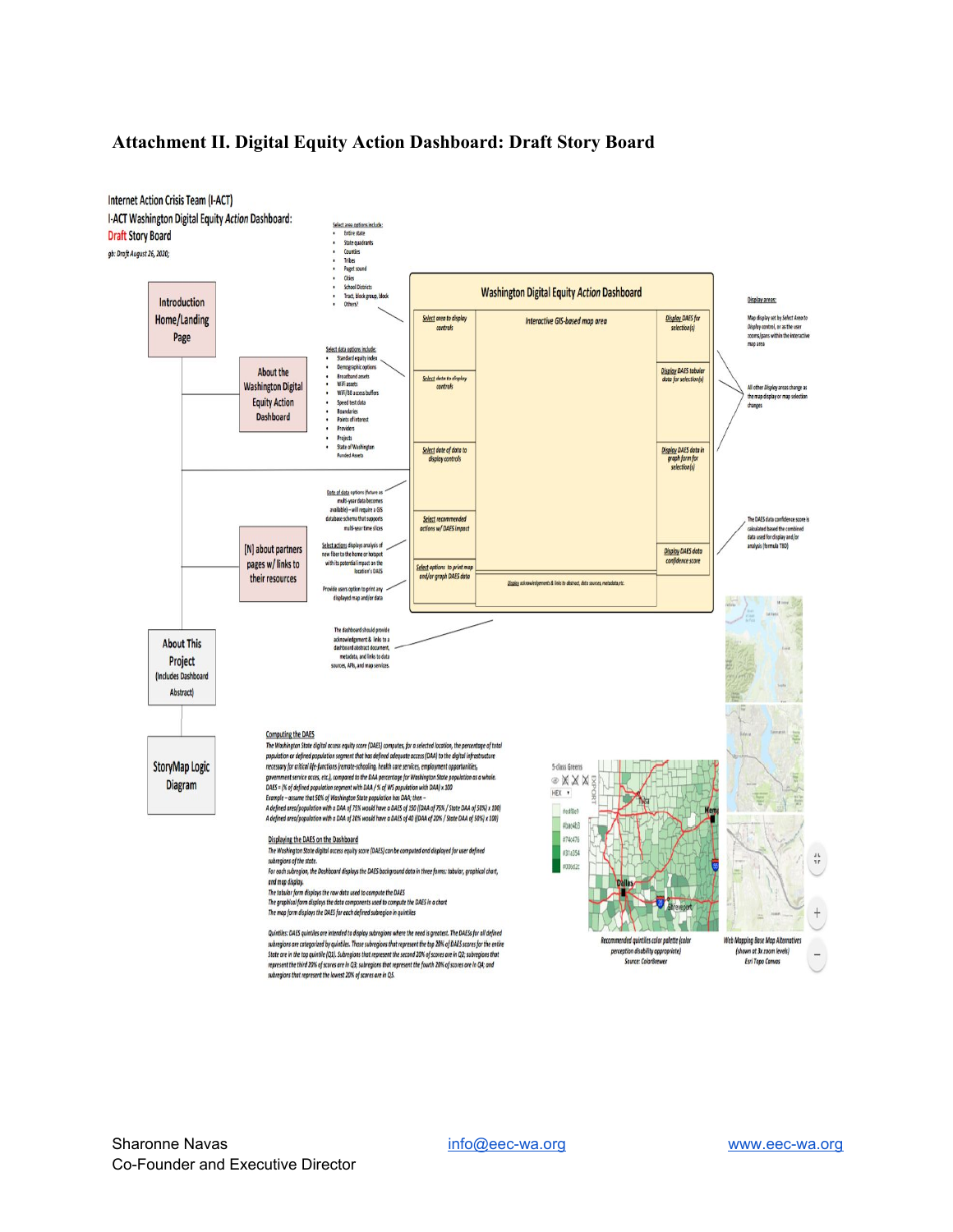# Attachment II. Digital Equity Action Dashboard: Draft Story Board

Internet Action Crisis Team (I-ACT)
I-ACT Washington Digital Equity *Action* Dashboard:
Draft Story Board
*gb: Draft August 26, 2020;*

Introduction Home/Landing Page

About the Washington Digital Equity Action Dashboard

[N] about partners pages w/ links to their resources

About This Project (Includes Dashboard Abstract)

StoryMap Logic Diagram

Select area options include:

- Entire state
- State quadrants
- Counties
- Tribes
- Puget sound
- Cities
- School Districts
- Tract, block group, block
- Others?

Select data options include:

- Standard equity index
- Demographic options
- Broadband assets
- WiFi assets
- WiFi/BB access buffers
- Speed test data
- Boundaries
- Points of interest
- Providers
- Projects
- State of Washington Funded Assets

Date of data options (future as multi-year data becomes available) – will require a GIS database schema that supports multi-year time slices

Select actions displays analysis of new fiber to the home or hotspot with its potential impact on the location's DAES

Provide users option to print any displayed map and/or data

The dashboard should provide acknowledgement & links to a dashboard abstract document, metadata, and links to data sources, APIs, and map services.

**Washington Digital Equity *Action* Dashboard**

- Select area to display controls
- Select data to display controls
- Select date of data to display controls
- Select recommended actions w/ DAES impact
- Select options to print map and/or graph DAES data
- Interactive GIS-based map area
- Display DAES for selection(s)
- Display DAES tabular data for selection(s)
- Display DAES data in graph form for selection(s)
- Display DAES data confidence score
- Display acknowledgements & links to abstract, data sources, metadata, etc.

Display areas:

Map display set by Select Area to Display control, or as the user zooms/pans within the interactive map area

All other Display areas change as the map display or map selection changes

The DAES data confidence score is calculated based the combined data used for display and/or analysis (formula TBD)

**Computing the DAES**

The Washington State digital access equity score (DAES) computes, for a selected location, the percentage of total population or defined population segment that has defined adequate access (DAA) to the digital infrastructure necessary for critical life-functions (remote-schooling, health care services, employment opportunities, government service access, etc.), compared to the DAA percentage for Washington State population as a whole.
DAES = (% of defined population segment with DAA / % of WS population with DAA) x 100
Example – assume that 50% of Washington State population has DAA; then –
A defined area/population with a DAA of 75% would have a DAES of 150 ((DAA of 75% / State DAA of 50%) x 100)
A defined area/population with a DAA of 20% would have a DAES of 40 ((DAA of 20% / State DAA of 50%) x 100)

**Displaying the DAES on the Dashboard**

The Washington State digital access equity score (DAES) can be computed and displayed for user defined subregions of the state.
For each subregion, the Dashboard displays the DAES background data in three forms: tabular, graphical chart, and map display.
The tabular form displays the raw data used to compute the DAES
The graphical form displays the data components used to compute the DAES in a chart
The map form displays the DAES for each defined subregion in quintiles

Quintiles: DAES quintiles are intended to display subregions where the need is greatest. The DAESs for all defined subregions are categorized by quintiles. Those subregions that represent the top 20% of DAES scores for the entire State are in the top quintile (Q1). Subregions that represent the second 20% of scores are in Q2; subregions that represent the third 20% of scores are in Q3; subregions that represent the fourth 20% of scores are in Q4; and subregions that represent the lowest 20% of scores are in Q5.

5-class Greens
HEX
#edf8e9
#bae4b3
#74c476
#31a354
#006d2c

Recommended quintiles color palette (color perception disability appropriate)
Source: ColorBrewer

Web Mapping Base Map Alternatives (shown at 3x zoom levels)
Esri Topo Canvas

Sharonne Navas
Co-Founder and Executive Director
info@eec-wa.org
www.eec-wa.org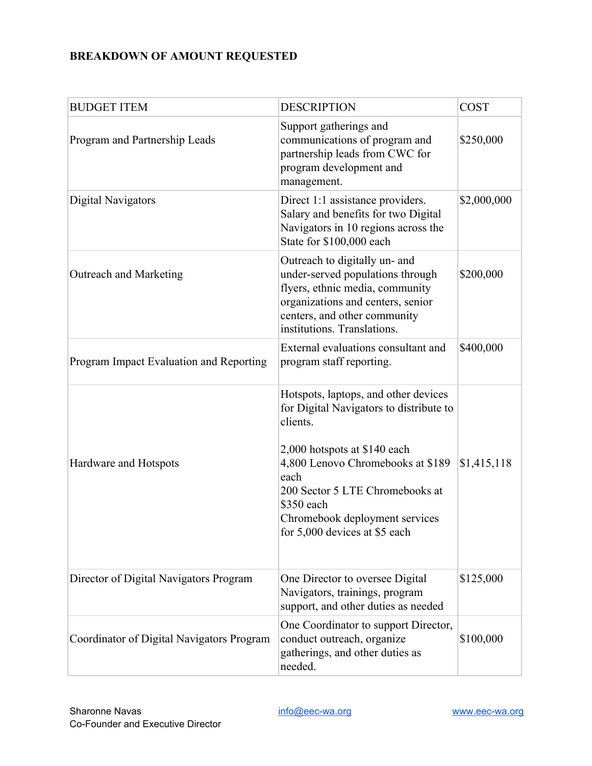**BREAKDOWN OF AMOUNT REQUESTED**

| BUDGET ITEM | DESCRIPTION | COST |
|---|---|---|
| Program and Partnership Leads | Support gatherings and communications of program and partnership leads from CWC for program development and management. | $250,000 |
| Digital Navigators | Direct 1:1 assistance providers. Salary and benefits for two Digital Navigators in 10 regions across the State for $100,000 each | $2,000,000 |
| Outreach and Marketing | Outreach to digitally un- and under-served populations through flyers, ethnic media, community organizations and centers, senior centers, and other community institutions. Translations. | $200,000 |
| Program Impact Evaluation and Reporting | External evaluations consultant and program staff reporting. | $400,000 |
| Hardware and Hotspots | Hotspots, laptops, and other devices for Digital Navigators to distribute to clients.<br><br>2,000 hotspots at $140 each<br>4,800 Lenovo Chromebooks at $189 each<br>200 Sector 5 LTE Chromebooks at $350 each<br>Chromebook deployment services for 5,000 devices at $5 each | $1,415,118 |
| Director of Digital Navigators Program | One Director to oversee Digital Navigators, trainings, program support, and other duties as needed | $125,000 |
| Coordinator of Digital Navigators Program | One Coordinator to support Director, conduct outreach, organize gatherings, and other duties as needed. | $100,000 |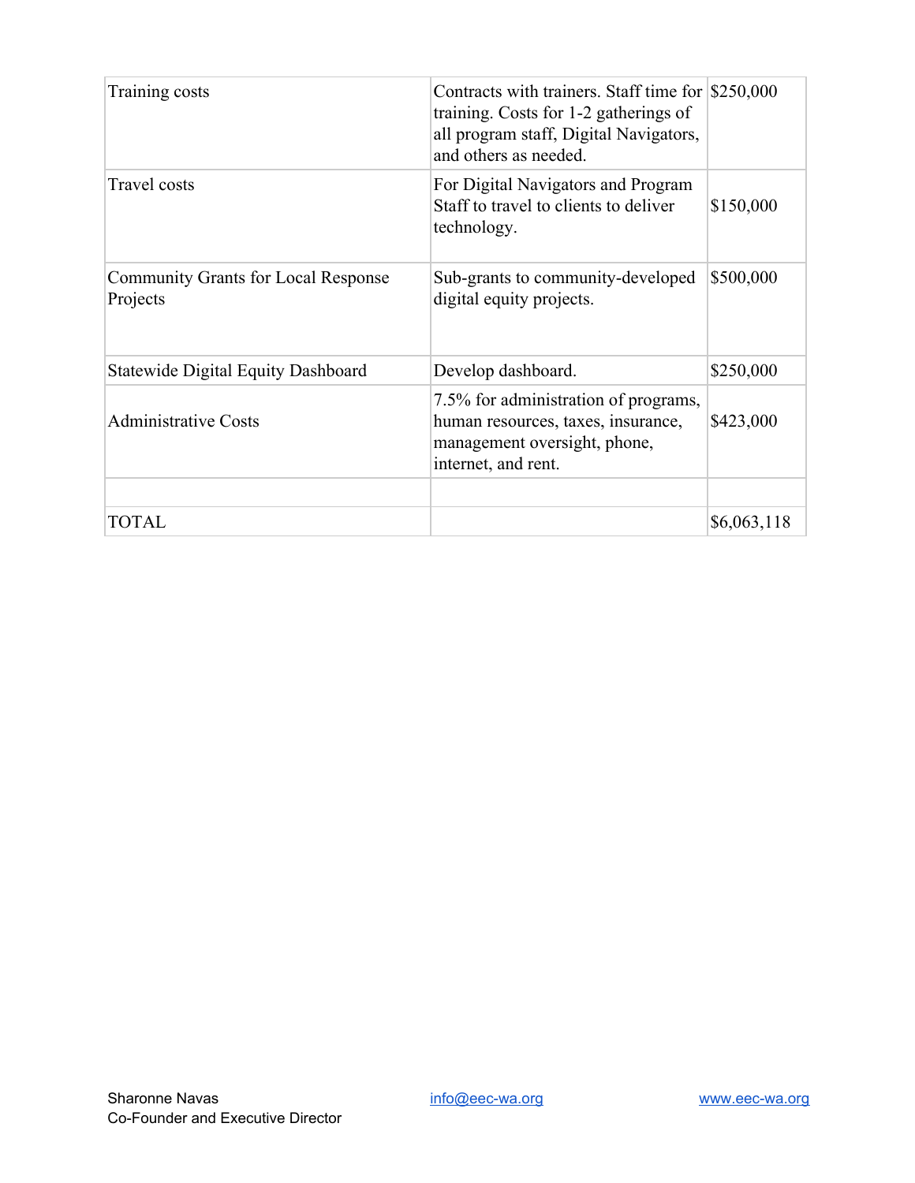| | | |
|---|---|---|
| Training costs | Contracts with trainers. Staff time for training. Costs for 1-2 gatherings of all program staff, Digital Navigators, and others as needed. | $250,000 |
| Travel costs | For Digital Navigators and Program Staff to travel to clients to deliver technology. | $150,000 |
| Community Grants for Local Response Projects | Sub-grants to community-developed digital equity projects. | $500,000 |
| Statewide Digital Equity Dashboard | Develop dashboard. | $250,000 |
| Administrative Costs | 7.5% for administration of programs, human resources, taxes, insurance, management oversight, phone, internet, and rent. | $423,000 |
| | | |
| TOTAL | | $6,063,118 |

Sharonne Navas
Co-Founder and Executive Director

info@eec-wa.org

www.eec-wa.org